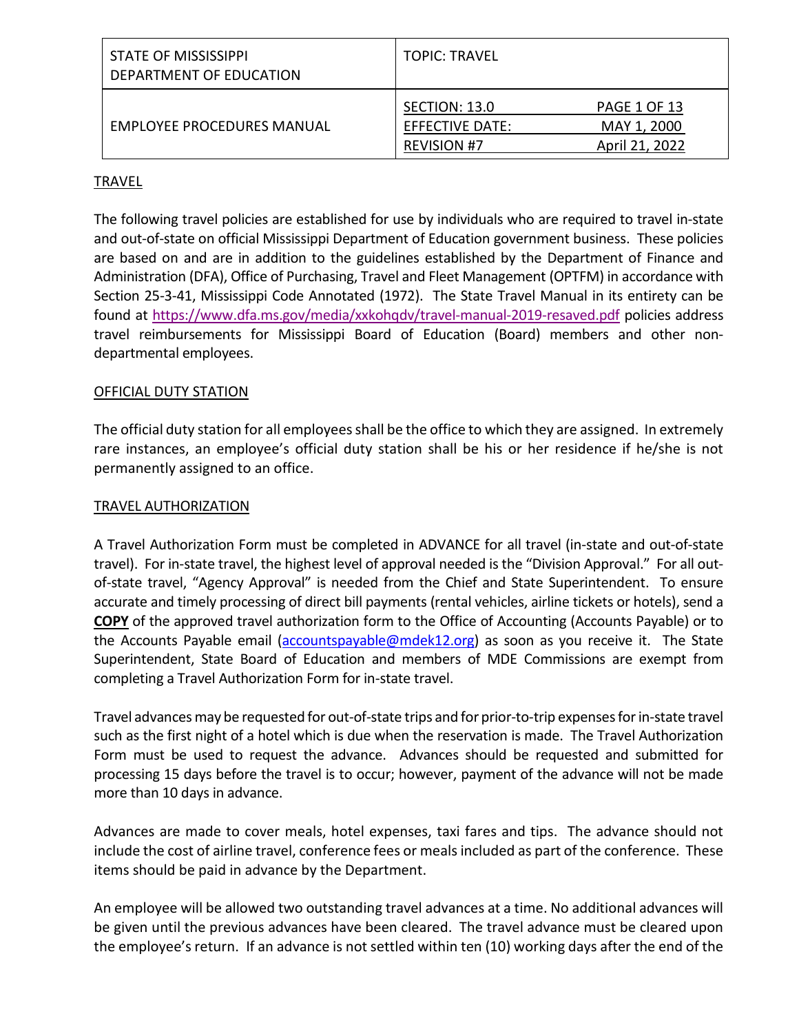| STATE OF MISSISSIPPI DEPARTMENT OF EDUCATION | TOPIC: TRAVEL | |
|---|---|---|
| EMPLOYEE PROCEDURES MANUAL | SECTION: 13.0<br>EFFECTIVE DATE:<br>REVISION #7 | PAGE 1 OF 13<br>MAY 1, 2000<br>April 21, 2022 |

## TRAVEL

The following travel policies are established for use by individuals who are required to travel in-state and out-of-state on official Mississippi Department of Education government business. These policies are based on and are in addition to the guidelines established by the Department of Finance and Administration (DFA), Office of Purchasing, Travel and Fleet Management (OPTFM) in accordance with Section 25-3-41, Mississippi Code Annotated (1972). The State Travel Manual in its entirety can be found at https://www.dfa.ms.gov/media/xxkohqdv/travel-manual-2019-resaved.pdf policies address travel reimbursements for Mississippi Board of Education (Board) members and other non-departmental employees.

## OFFICIAL DUTY STATION

The official duty station for all employees shall be the office to which they are assigned. In extremely rare instances, an employee's official duty station shall be his or her residence if he/she is not permanently assigned to an office.

## TRAVEL AUTHORIZATION

A Travel Authorization Form must be completed in ADVANCE for all travel (in-state and out-of-state travel). For in-state travel, the highest level of approval needed is the "Division Approval." For all out-of-state travel, "Agency Approval" is needed from the Chief and State Superintendent. To ensure accurate and timely processing of direct bill payments (rental vehicles, airline tickets or hotels), send a **COPY** of the approved travel authorization form to the Office of Accounting (Accounts Payable) or to the Accounts Payable email (accountspayable@mdek12.org) as soon as you receive it. The State Superintendent, State Board of Education and members of MDE Commissions are exempt from completing a Travel Authorization Form for in-state travel.

Travel advances may be requested for out-of-state trips and for prior-to-trip expenses for in-state travel such as the first night of a hotel which is due when the reservation is made. The Travel Authorization Form must be used to request the advance. Advances should be requested and submitted for processing 15 days before the travel is to occur; however, payment of the advance will not be made more than 10 days in advance.

Advances are made to cover meals, hotel expenses, taxi fares and tips. The advance should not include the cost of airline travel, conference fees or meals included as part of the conference. These items should be paid in advance by the Department.

An employee will be allowed two outstanding travel advances at a time. No additional advances will be given until the previous advances have been cleared. The travel advance must be cleared upon the employee's return. If an advance is not settled within ten (10) working days after the end of the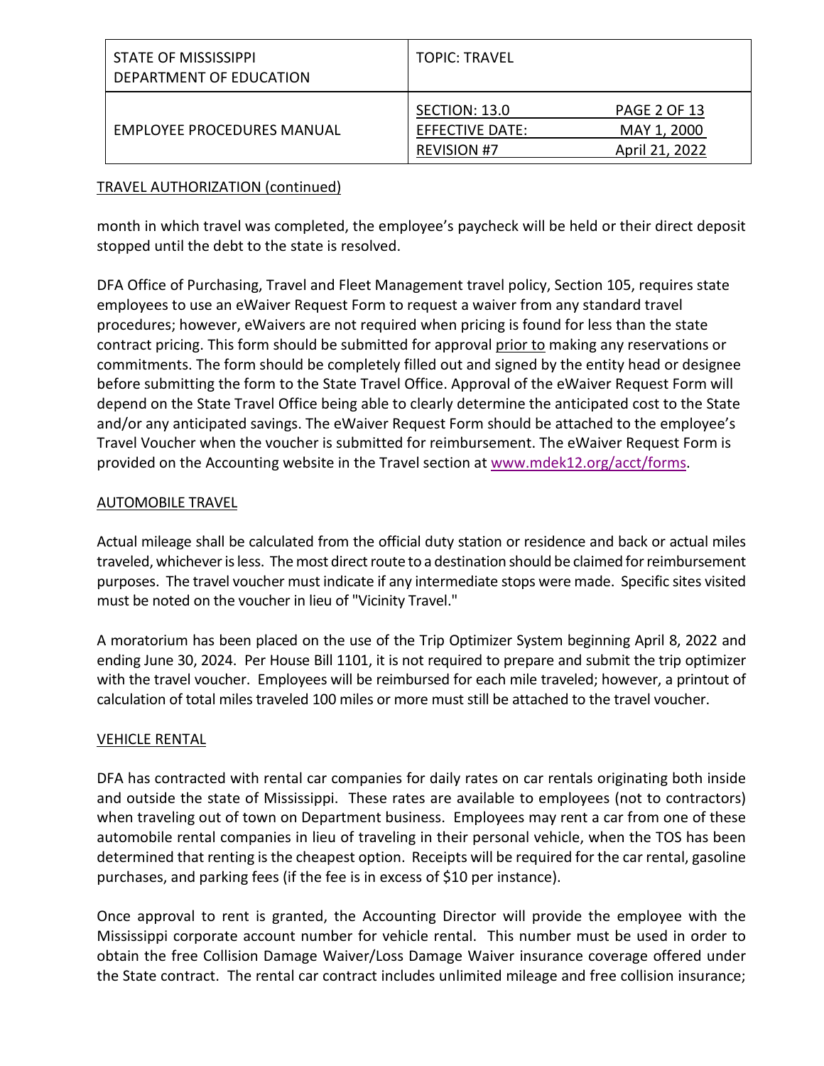## TRAVEL AUTHORIZATION (continued)

month in which travel was completed, the employee's paycheck will be held or their direct deposit stopped until the debt to the state is resolved.

DFA Office of Purchasing, Travel and Fleet Management travel policy, Section 105, requires state employees to use an eWaiver Request Form to request a waiver from any standard travel procedures; however, eWaivers are not required when pricing is found for less than the state contract pricing. This form should be submitted for approval prior to making any reservations or commitments. The form should be completely filled out and signed by the entity head or designee before submitting the form to the State Travel Office. Approval of the eWaiver Request Form will depend on the State Travel Office being able to clearly determine the anticipated cost to the State and/or any anticipated savings. The eWaiver Request Form should be attached to the employee's Travel Voucher when the voucher is submitted for reimbursement. The eWaiver Request Form is provided on the Accounting website in the Travel section at www.mdek12.org/acct/forms.

## AUTOMOBILE TRAVEL

Actual mileage shall be calculated from the official duty station or residence and back or actual miles traveled, whichever is less. The most direct route to a destination should be claimed for reimbursement purposes. The travel voucher must indicate if any intermediate stops were made. Specific sites visited must be noted on the voucher in lieu of "Vicinity Travel."

A moratorium has been placed on the use of the Trip Optimizer System beginning April 8, 2022 and ending June 30, 2024. Per House Bill 1101, it is not required to prepare and submit the trip optimizer with the travel voucher. Employees will be reimbursed for each mile traveled; however, a printout of calculation of total miles traveled 100 miles or more must still be attached to the travel voucher.

## VEHICLE RENTAL

DFA has contracted with rental car companies for daily rates on car rentals originating both inside and outside the state of Mississippi. These rates are available to employees (not to contractors) when traveling out of town on Department business. Employees may rent a car from one of these automobile rental companies in lieu of traveling in their personal vehicle, when the TOS has been determined that renting is the cheapest option. Receipts will be required for the car rental, gasoline purchases, and parking fees (if the fee is in excess of $10 per instance).

Once approval to rent is granted, the Accounting Director will provide the employee with the Mississippi corporate account number for vehicle rental. This number must be used in order to obtain the free Collision Damage Waiver/Loss Damage Waiver insurance coverage offered under the State contract. The rental car contract includes unlimited mileage and free collision insurance;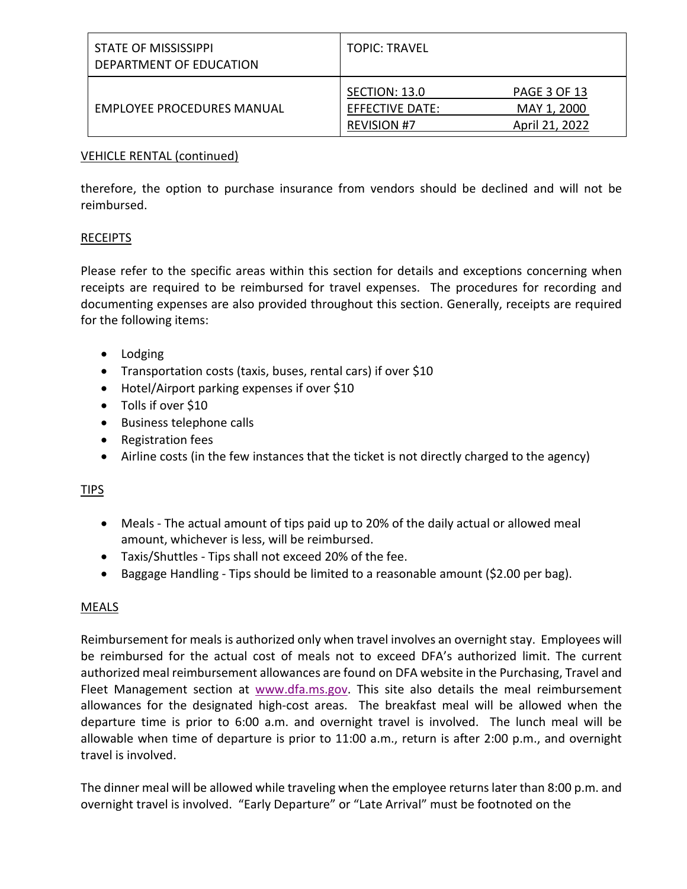## VEHICLE RENTAL (continued)

therefore, the option to purchase insurance from vendors should be declined and will not be reimbursed.

## RECEIPTS

Please refer to the specific areas within this section for details and exceptions concerning when receipts are required to be reimbursed for travel expenses. The procedures for recording and documenting expenses are also provided throughout this section. Generally, receipts are required for the following items:

- Lodging
- Transportation costs (taxis, buses, rental cars) if over $10
- Hotel/Airport parking expenses if over $10
- Tolls if over $10
- Business telephone calls
- Registration fees
- Airline costs (in the few instances that the ticket is not directly charged to the agency)

## TIPS

- Meals - The actual amount of tips paid up to 20% of the daily actual or allowed meal amount, whichever is less, will be reimbursed.
- Taxis/Shuttles - Tips shall not exceed 20% of the fee.
- Baggage Handling - Tips should be limited to a reasonable amount ($2.00 per bag).

## MEALS

Reimbursement for meals is authorized only when travel involves an overnight stay. Employees will be reimbursed for the actual cost of meals not to exceed DFA's authorized limit. The current authorized meal reimbursement allowances are found on DFA website in the Purchasing, Travel and Fleet Management section at www.dfa.ms.gov. This site also details the meal reimbursement allowances for the designated high-cost areas. The breakfast meal will be allowed when the departure time is prior to 6:00 a.m. and overnight travel is involved. The lunch meal will be allowable when time of departure is prior to 11:00 a.m., return is after 2:00 p.m., and overnight travel is involved.

The dinner meal will be allowed while traveling when the employee returns later than 8:00 p.m. and overnight travel is involved. "Early Departure" or "Late Arrival" must be footnoted on the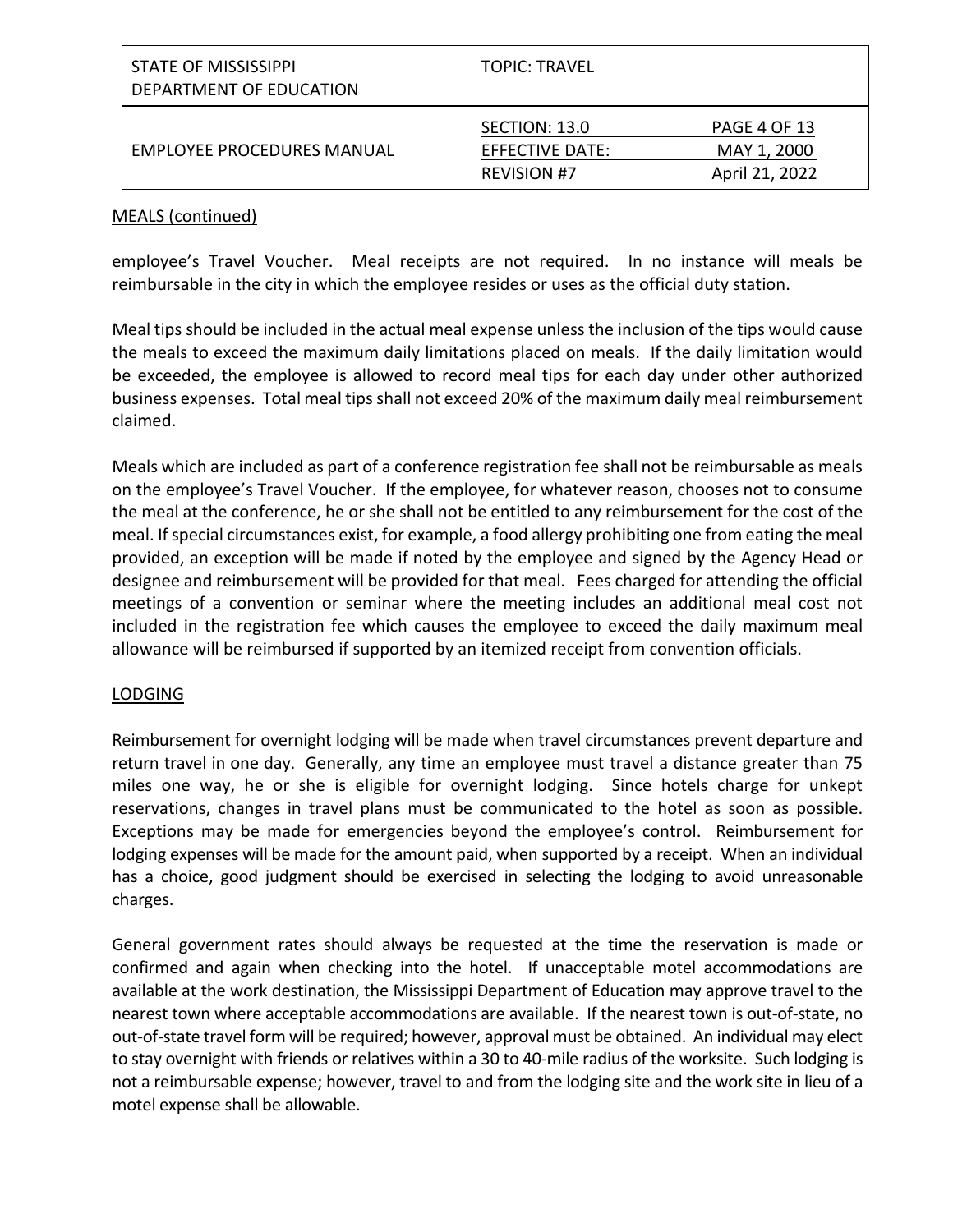## MEALS (continued)

employee's Travel Voucher. Meal receipts are not required. In no instance will meals be reimbursable in the city in which the employee resides or uses as the official duty station.

Meal tips should be included in the actual meal expense unless the inclusion of the tips would cause the meals to exceed the maximum daily limitations placed on meals. If the daily limitation would be exceeded, the employee is allowed to record meal tips for each day under other authorized business expenses. Total meal tips shall not exceed 20% of the maximum daily meal reimbursement claimed.

Meals which are included as part of a conference registration fee shall not be reimbursable as meals on the employee's Travel Voucher. If the employee, for whatever reason, chooses not to consume the meal at the conference, he or she shall not be entitled to any reimbursement for the cost of the meal. If special circumstances exist, for example, a food allergy prohibiting one from eating the meal provided, an exception will be made if noted by the employee and signed by the Agency Head or designee and reimbursement will be provided for that meal. Fees charged for attending the official meetings of a convention or seminar where the meeting includes an additional meal cost not included in the registration fee which causes the employee to exceed the daily maximum meal allowance will be reimbursed if supported by an itemized receipt from convention officials.

## LODGING

Reimbursement for overnight lodging will be made when travel circumstances prevent departure and return travel in one day. Generally, any time an employee must travel a distance greater than 75 miles one way, he or she is eligible for overnight lodging. Since hotels charge for unkept reservations, changes in travel plans must be communicated to the hotel as soon as possible. Exceptions may be made for emergencies beyond the employee's control. Reimbursement for lodging expenses will be made for the amount paid, when supported by a receipt. When an individual has a choice, good judgment should be exercised in selecting the lodging to avoid unreasonable charges.

General government rates should always be requested at the time the reservation is made or confirmed and again when checking into the hotel. If unacceptable motel accommodations are available at the work destination, the Mississippi Department of Education may approve travel to the nearest town where acceptable accommodations are available. If the nearest town is out-of-state, no out-of-state travel form will be required; however, approval must be obtained. An individual may elect to stay overnight with friends or relatives within a 30 to 40-mile radius of the worksite. Such lodging is not a reimbursable expense; however, travel to and from the lodging site and the work site in lieu of a motel expense shall be allowable.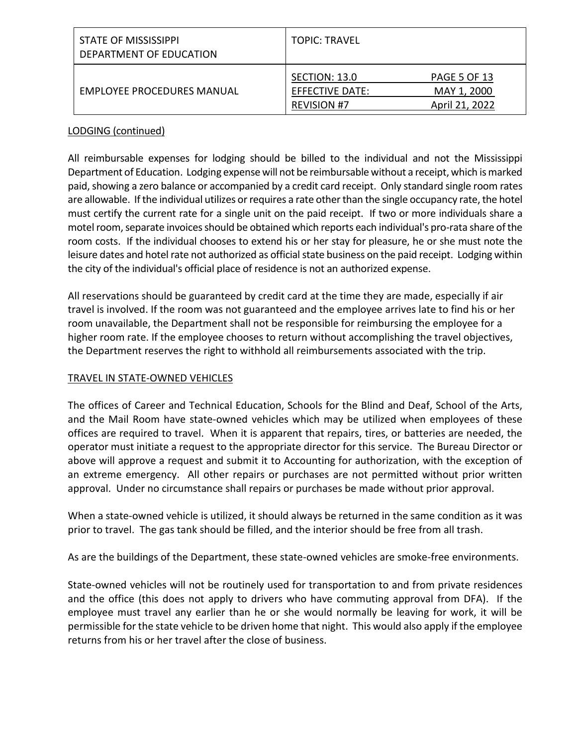LODGING (continued)

All reimbursable expenses for lodging should be billed to the individual and not the Mississippi Department of Education. Lodging expense will not be reimbursable without a receipt, which is marked paid, showing a zero balance or accompanied by a credit card receipt. Only standard single room rates are allowable. If the individual utilizes or requires a rate other than the single occupancy rate, the hotel must certify the current rate for a single unit on the paid receipt. If two or more individuals share a motel room, separate invoices should be obtained which reports each individual's pro-rata share of the room costs. If the individual chooses to extend his or her stay for pleasure, he or she must note the leisure dates and hotel rate not authorized as official state business on the paid receipt. Lodging within the city of the individual's official place of residence is not an authorized expense.

All reservations should be guaranteed by credit card at the time they are made, especially if air travel is involved. If the room was not guaranteed and the employee arrives late to find his or her room unavailable, the Department shall not be responsible for reimbursing the employee for a higher room rate. If the employee chooses to return without accomplishing the travel objectives, the Department reserves the right to withhold all reimbursements associated with the trip.

## TRAVEL IN STATE-OWNED VEHICLES

The offices of Career and Technical Education, Schools for the Blind and Deaf, School of the Arts, and the Mail Room have state-owned vehicles which may be utilized when employees of these offices are required to travel. When it is apparent that repairs, tires, or batteries are needed, the operator must initiate a request to the appropriate director for this service. The Bureau Director or above will approve a request and submit it to Accounting for authorization, with the exception of an extreme emergency. All other repairs or purchases are not permitted without prior written approval. Under no circumstance shall repairs or purchases be made without prior approval.

When a state-owned vehicle is utilized, it should always be returned in the same condition as it was prior to travel. The gas tank should be filled, and the interior should be free from all trash.

As are the buildings of the Department, these state-owned vehicles are smoke-free environments.

State-owned vehicles will not be routinely used for transportation to and from private residences and the office (this does not apply to drivers who have commuting approval from DFA). If the employee must travel any earlier than he or she would normally be leaving for work, it will be permissible for the state vehicle to be driven home that night. This would also apply if the employee returns from his or her travel after the close of business.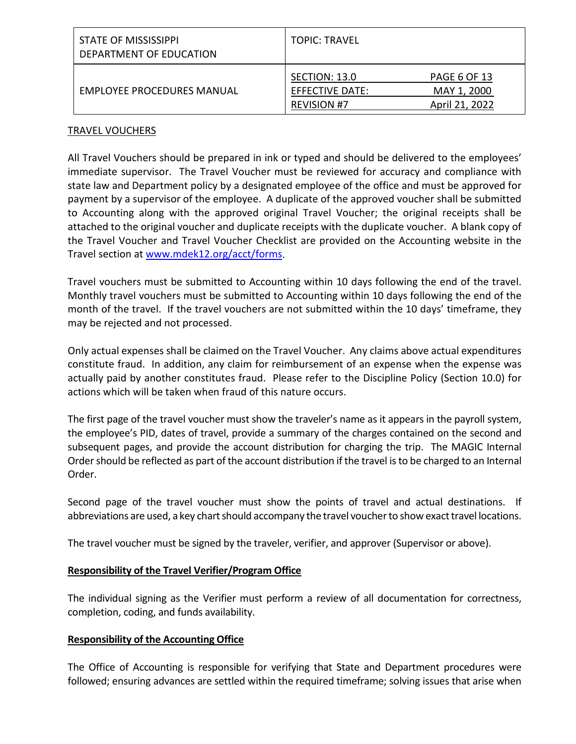## TRAVEL VOUCHERS

All Travel Vouchers should be prepared in ink or typed and should be delivered to the employees' immediate supervisor. The Travel Voucher must be reviewed for accuracy and compliance with state law and Department policy by a designated employee of the office and must be approved for payment by a supervisor of the employee. A duplicate of the approved voucher shall be submitted to Accounting along with the approved original Travel Voucher; the original receipts shall be attached to the original voucher and duplicate receipts with the duplicate voucher. A blank copy of the Travel Voucher and Travel Voucher Checklist are provided on the Accounting website in the Travel section at www.mdek12.org/acct/forms.

Travel vouchers must be submitted to Accounting within 10 days following the end of the travel. Monthly travel vouchers must be submitted to Accounting within 10 days following the end of the month of the travel. If the travel vouchers are not submitted within the 10 days' timeframe, they may be rejected and not processed.

Only actual expenses shall be claimed on the Travel Voucher. Any claims above actual expenditures constitute fraud. In addition, any claim for reimbursement of an expense when the expense was actually paid by another constitutes fraud. Please refer to the Discipline Policy (Section 10.0) for actions which will be taken when fraud of this nature occurs.

The first page of the travel voucher must show the traveler's name as it appears in the payroll system, the employee's PID, dates of travel, provide a summary of the charges contained on the second and subsequent pages, and provide the account distribution for charging the trip. The MAGIC Internal Order should be reflected as part of the account distribution if the travel is to be charged to an Internal Order.

Second page of the travel voucher must show the points of travel and actual destinations. If abbreviations are used, a key chart should accompany the travel voucher to show exact travel locations.

The travel voucher must be signed by the traveler, verifier, and approver (Supervisor or above).

### Responsibility of the Travel Verifier/Program Office

The individual signing as the Verifier must perform a review of all documentation for correctness, completion, coding, and funds availability.

### Responsibility of the Accounting Office

The Office of Accounting is responsible for verifying that State and Department procedures were followed; ensuring advances are settled within the required timeframe; solving issues that arise when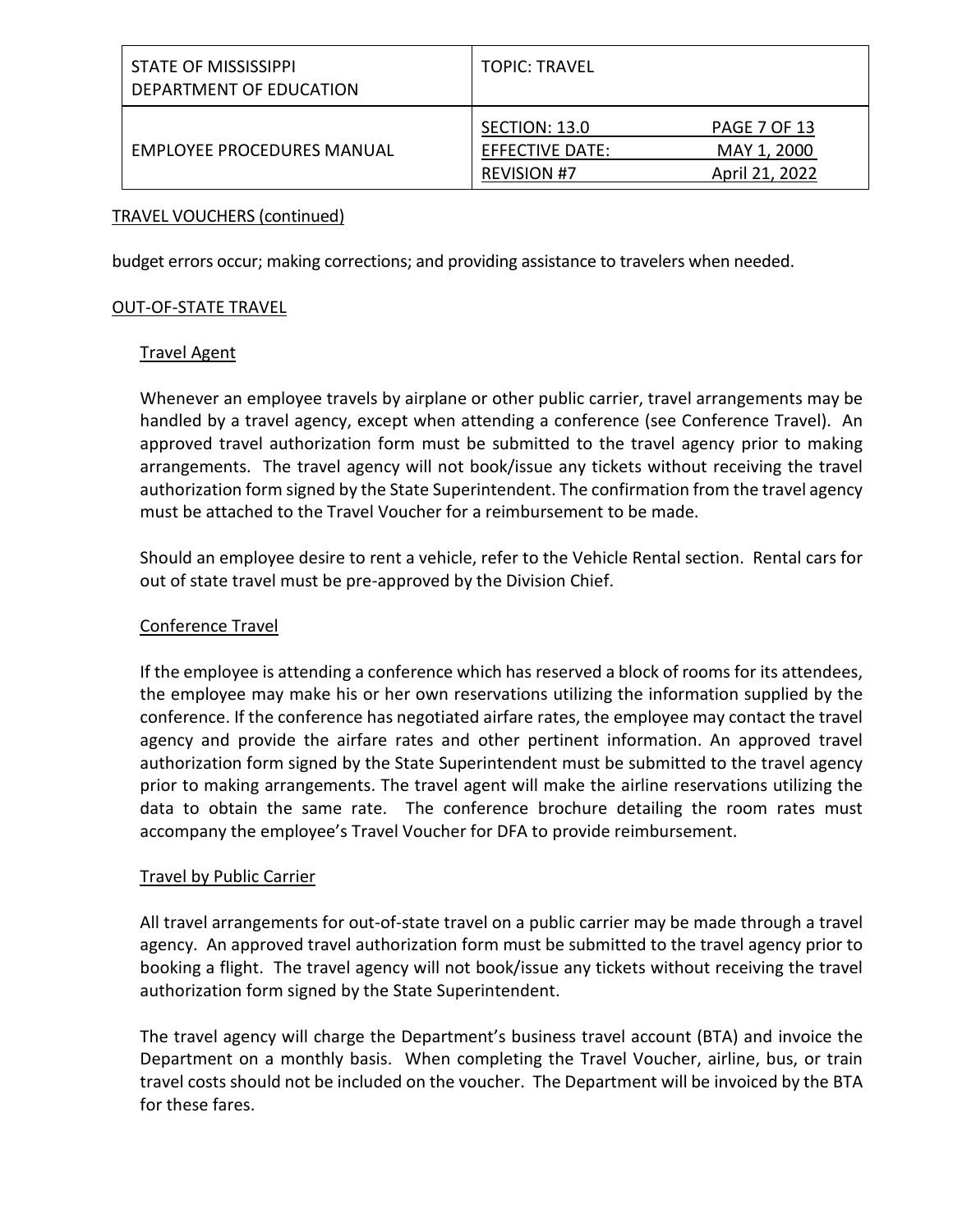## TRAVEL VOUCHERS (continued)

budget errors occur; making corrections; and providing assistance to travelers when needed.

## OUT-OF-STATE TRAVEL

### Travel Agent

Whenever an employee travels by airplane or other public carrier, travel arrangements may be handled by a travel agency, except when attending a conference (see Conference Travel). An approved travel authorization form must be submitted to the travel agency prior to making arrangements. The travel agency will not book/issue any tickets without receiving the travel authorization form signed by the State Superintendent. The confirmation from the travel agency must be attached to the Travel Voucher for a reimbursement to be made.

Should an employee desire to rent a vehicle, refer to the Vehicle Rental section. Rental cars for out of state travel must be pre-approved by the Division Chief.

### Conference Travel

If the employee is attending a conference which has reserved a block of rooms for its attendees, the employee may make his or her own reservations utilizing the information supplied by the conference. If the conference has negotiated airfare rates, the employee may contact the travel agency and provide the airfare rates and other pertinent information. An approved travel authorization form signed by the State Superintendent must be submitted to the travel agency prior to making arrangements. The travel agent will make the airline reservations utilizing the data to obtain the same rate. The conference brochure detailing the room rates must accompany the employee's Travel Voucher for DFA to provide reimbursement.

### Travel by Public Carrier

All travel arrangements for out-of-state travel on a public carrier may be made through a travel agency. An approved travel authorization form must be submitted to the travel agency prior to booking a flight. The travel agency will not book/issue any tickets without receiving the travel authorization form signed by the State Superintendent.

The travel agency will charge the Department's business travel account (BTA) and invoice the Department on a monthly basis. When completing the Travel Voucher, airline, bus, or train travel costs should not be included on the voucher. The Department will be invoiced by the BTA for these fares.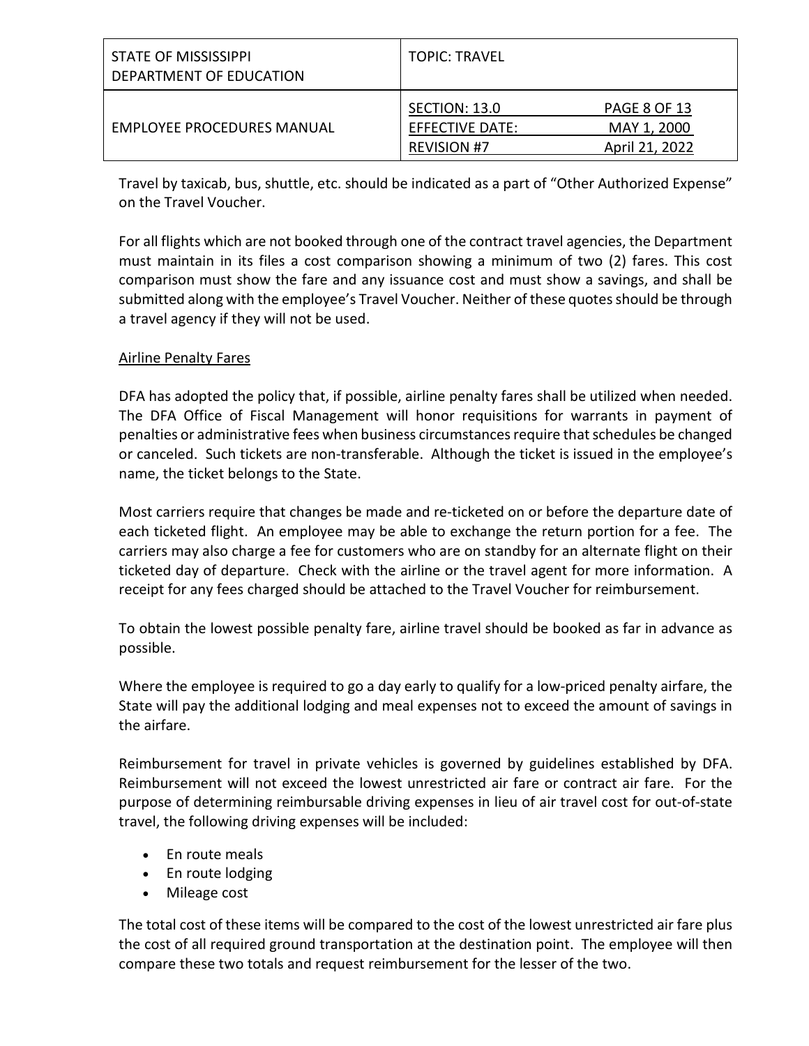Travel by taxicab, bus, shuttle, etc. should be indicated as a part of "Other Authorized Expense" on the Travel Voucher.

For all flights which are not booked through one of the contract travel agencies, the Department must maintain in its files a cost comparison showing a minimum of two (2) fares. This cost comparison must show the fare and any issuance cost and must show a savings, and shall be submitted along with the employee's Travel Voucher. Neither of these quotes should be through a travel agency if they will not be used.

<u>Airline Penalty Fares</u>

DFA has adopted the policy that, if possible, airline penalty fares shall be utilized when needed. The DFA Office of Fiscal Management will honor requisitions for warrants in payment of penalties or administrative fees when business circumstances require that schedules be changed or canceled. Such tickets are non-transferable. Although the ticket is issued in the employee's name, the ticket belongs to the State.

Most carriers require that changes be made and re-ticketed on or before the departure date of each ticketed flight. An employee may be able to exchange the return portion for a fee. The carriers may also charge a fee for customers who are on standby for an alternate flight on their ticketed day of departure. Check with the airline or the travel agent for more information. A receipt for any fees charged should be attached to the Travel Voucher for reimbursement.

To obtain the lowest possible penalty fare, airline travel should be booked as far in advance as possible.

Where the employee is required to go a day early to qualify for a low-priced penalty airfare, the State will pay the additional lodging and meal expenses not to exceed the amount of savings in the airfare.

Reimbursement for travel in private vehicles is governed by guidelines established by DFA. Reimbursement will not exceed the lowest unrestricted air fare or contract air fare. For the purpose of determining reimbursable driving expenses in lieu of air travel cost for out-of-state travel, the following driving expenses will be included:

- En route meals
- En route lodging
- Mileage cost

The total cost of these items will be compared to the cost of the lowest unrestricted air fare plus the cost of all required ground transportation at the destination point. The employee will then compare these two totals and request reimbursement for the lesser of the two.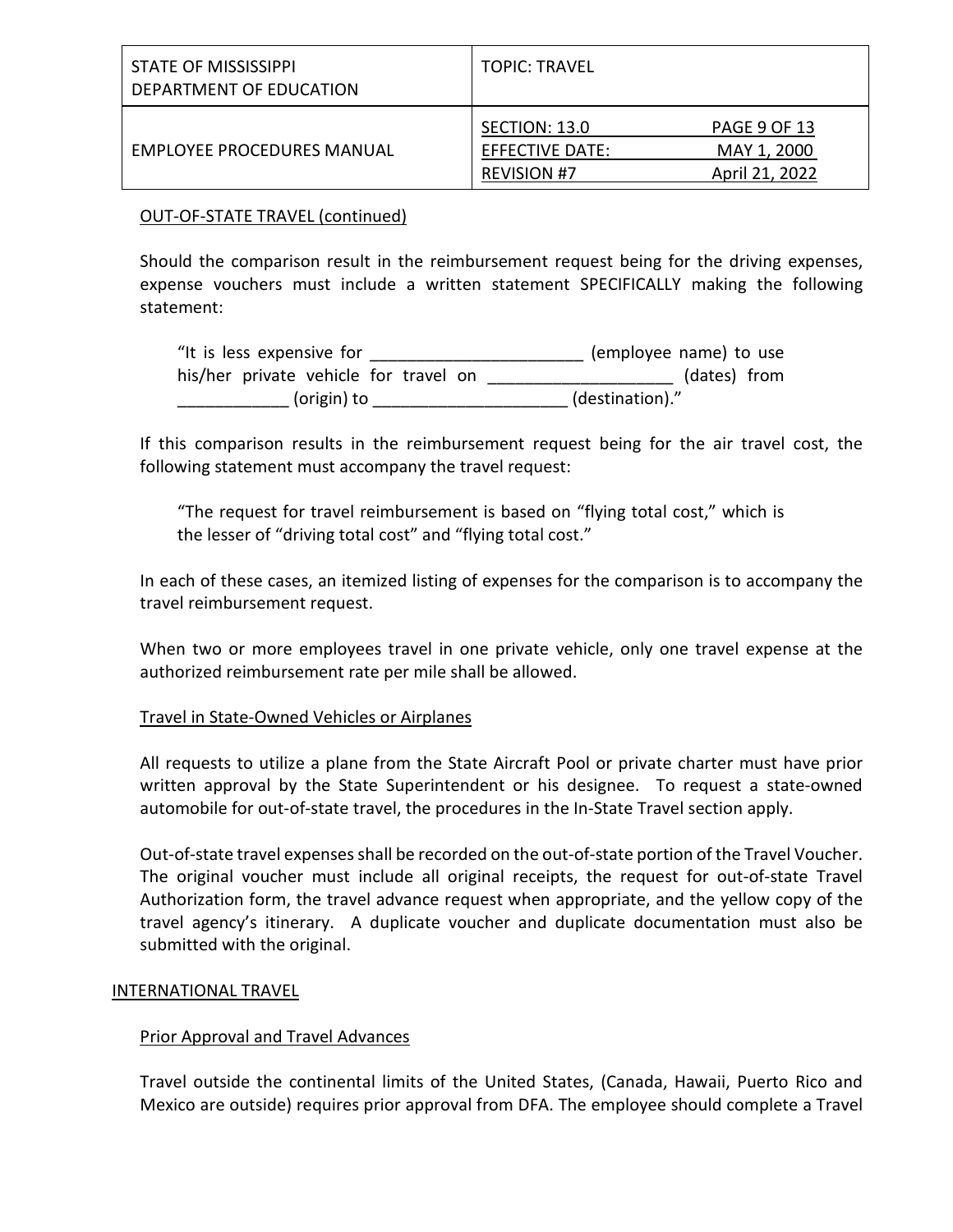OUT-OF-STATE TRAVEL (continued)

Should the comparison result in the reimbursement request being for the driving expenses, expense vouchers must include a written statement SPECIFICALLY making the following statement:

> "It is less expensive for ______________________ (employee name) to use his/her private vehicle for travel on ___________________ (dates) from ___________ (origin) to ____________________ (destination)."

If this comparison results in the reimbursement request being for the air travel cost, the following statement must accompany the travel request:

> "The request for travel reimbursement is based on "flying total cost," which is the lesser of "driving total cost" and "flying total cost."

In each of these cases, an itemized listing of expenses for the comparison is to accompany the travel reimbursement request.

When two or more employees travel in one private vehicle, only one travel expense at the authorized reimbursement rate per mile shall be allowed.

Travel in State-Owned Vehicles or Airplanes

All requests to utilize a plane from the State Aircraft Pool or private charter must have prior written approval by the State Superintendent or his designee. To request a state-owned automobile for out-of-state travel, the procedures in the In-State Travel section apply.

Out-of-state travel expenses shall be recorded on the out-of-state portion of the Travel Voucher. The original voucher must include all original receipts, the request for out-of-state Travel Authorization form, the travel advance request when appropriate, and the yellow copy of the travel agency's itinerary. A duplicate voucher and duplicate documentation must also be submitted with the original.

## INTERNATIONAL TRAVEL

Prior Approval and Travel Advances

Travel outside the continental limits of the United States, (Canada, Hawaii, Puerto Rico and Mexico are outside) requires prior approval from DFA. The employee should complete a Travel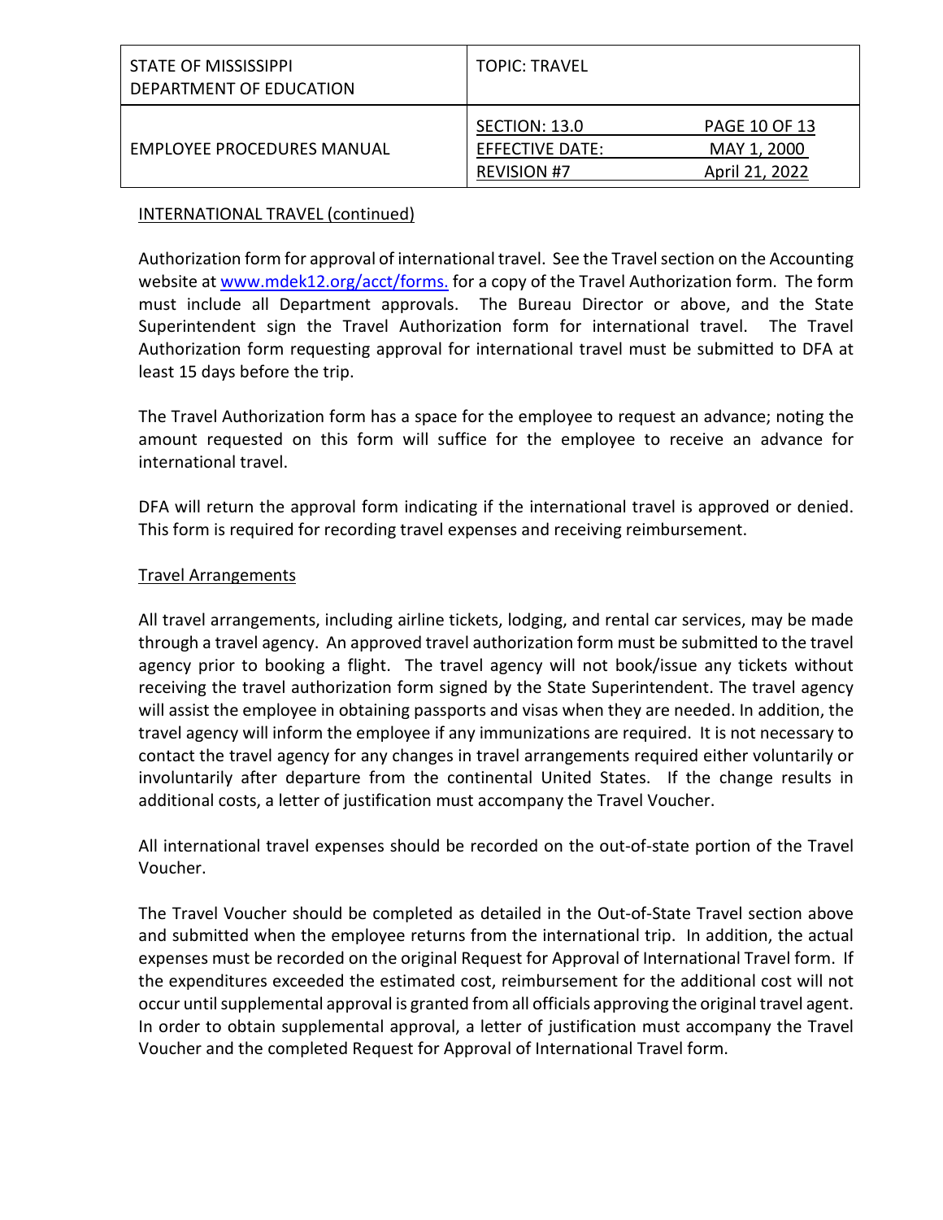INTERNATIONAL TRAVEL (continued)

Authorization form for approval of international travel. See the Travel section on the Accounting website at [www.mdek12.org/acct/forms.](www.mdek12.org/acct/forms.) for a copy of the Travel Authorization form. The form must include all Department approvals. The Bureau Director or above, and the State Superintendent sign the Travel Authorization form for international travel. The Travel Authorization form requesting approval for international travel must be submitted to DFA at least 15 days before the trip.

The Travel Authorization form has a space for the employee to request an advance; noting the amount requested on this form will suffice for the employee to receive an advance for international travel.

DFA will return the approval form indicating if the international travel is approved or denied. This form is required for recording travel expenses and receiving reimbursement.

Travel Arrangements

All travel arrangements, including airline tickets, lodging, and rental car services, may be made through a travel agency. An approved travel authorization form must be submitted to the travel agency prior to booking a flight. The travel agency will not book/issue any tickets without receiving the travel authorization form signed by the State Superintendent. The travel agency will assist the employee in obtaining passports and visas when they are needed. In addition, the travel agency will inform the employee if any immunizations are required. It is not necessary to contact the travel agency for any changes in travel arrangements required either voluntarily or involuntarily after departure from the continental United States. If the change results in additional costs, a letter of justification must accompany the Travel Voucher.

All international travel expenses should be recorded on the out-of-state portion of the Travel Voucher.

The Travel Voucher should be completed as detailed in the Out-of-State Travel section above and submitted when the employee returns from the international trip. In addition, the actual expenses must be recorded on the original Request for Approval of International Travel form. If the expenditures exceeded the estimated cost, reimbursement for the additional cost will not occur until supplemental approval is granted from all officials approving the original travel agent. In order to obtain supplemental approval, a letter of justification must accompany the Travel Voucher and the completed Request for Approval of International Travel form.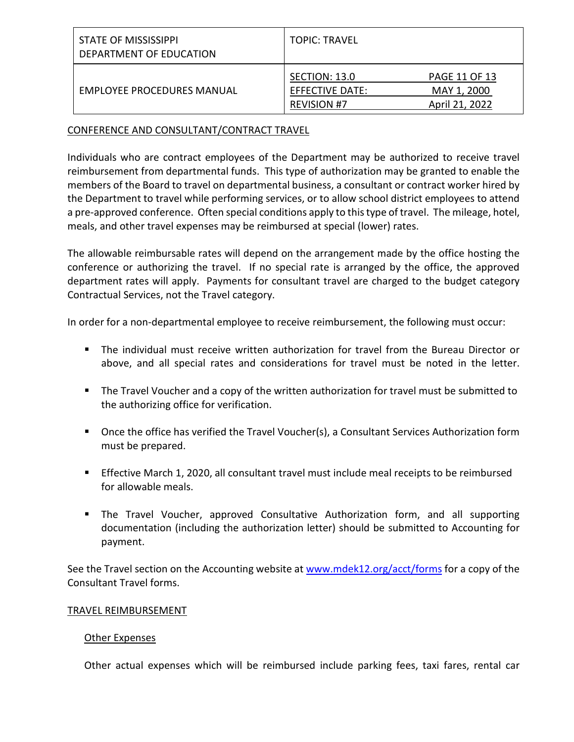## CONFERENCE AND CONSULTANT/CONTRACT TRAVEL

Individuals who are contract employees of the Department may be authorized to receive travel reimbursement from departmental funds. This type of authorization may be granted to enable the members of the Board to travel on departmental business, a consultant or contract worker hired by the Department to travel while performing services, or to allow school district employees to attend a pre-approved conference. Often special conditions apply to this type of travel. The mileage, hotel, meals, and other travel expenses may be reimbursed at special (lower) rates.

The allowable reimbursable rates will depend on the arrangement made by the office hosting the conference or authorizing the travel. If no special rate is arranged by the office, the approved department rates will apply. Payments for consultant travel are charged to the budget category Contractual Services, not the Travel category.

In order for a non-departmental employee to receive reimbursement, the following must occur:

- The individual must receive written authorization for travel from the Bureau Director or above, and all special rates and considerations for travel must be noted in the letter.
- The Travel Voucher and a copy of the written authorization for travel must be submitted to the authorizing office for verification.
- Once the office has verified the Travel Voucher(s), a Consultant Services Authorization form must be prepared.
- Effective March 1, 2020, all consultant travel must include meal receipts to be reimbursed for allowable meals.
- The Travel Voucher, approved Consultative Authorization form, and all supporting documentation (including the authorization letter) should be submitted to Accounting for payment.

See the Travel section on the Accounting website at [www.mdek12.org/acct/forms](www.mdek12.org/acct/forms) for a copy of the Consultant Travel forms.

## TRAVEL REIMBURSEMENT

### Other Expenses

Other actual expenses which will be reimbursed include parking fees, taxi fares, rental car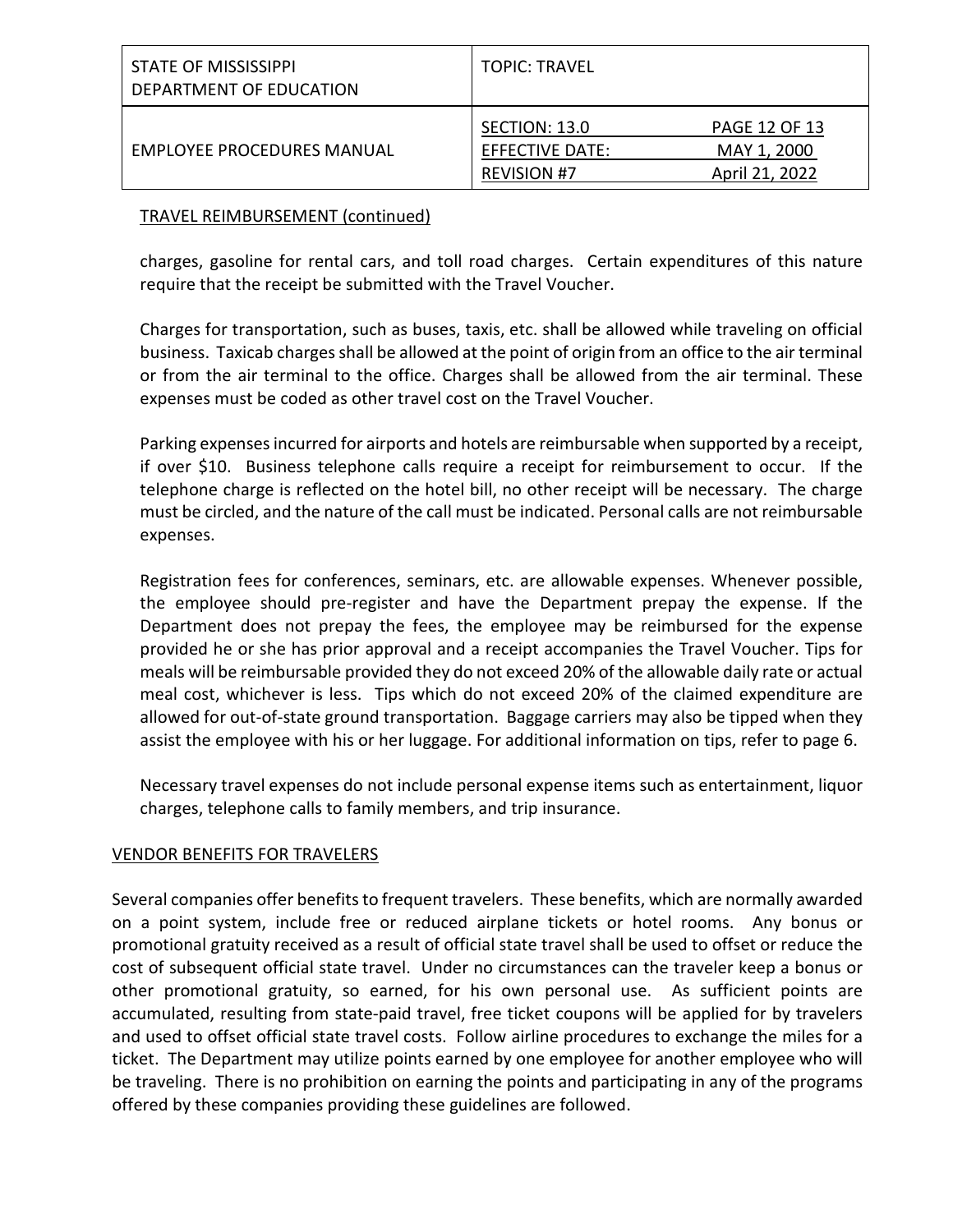TRAVEL REIMBURSEMENT (continued)

charges, gasoline for rental cars, and toll road charges. Certain expenditures of this nature require that the receipt be submitted with the Travel Voucher.

Charges for transportation, such as buses, taxis, etc. shall be allowed while traveling on official business. Taxicab charges shall be allowed at the point of origin from an office to the air terminal or from the air terminal to the office. Charges shall be allowed from the air terminal. These expenses must be coded as other travel cost on the Travel Voucher.

Parking expenses incurred for airports and hotels are reimbursable when supported by a receipt, if over $10. Business telephone calls require a receipt for reimbursement to occur. If the telephone charge is reflected on the hotel bill, no other receipt will be necessary. The charge must be circled, and the nature of the call must be indicated. Personal calls are not reimbursable expenses.

Registration fees for conferences, seminars, etc. are allowable expenses. Whenever possible, the employee should pre-register and have the Department prepay the expense. If the Department does not prepay the fees, the employee may be reimbursed for the expense provided he or she has prior approval and a receipt accompanies the Travel Voucher. Tips for meals will be reimbursable provided they do not exceed 20% of the allowable daily rate or actual meal cost, whichever is less. Tips which do not exceed 20% of the claimed expenditure are allowed for out-of-state ground transportation. Baggage carriers may also be tipped when they assist the employee with his or her luggage. For additional information on tips, refer to page 6.

Necessary travel expenses do not include personal expense items such as entertainment, liquor charges, telephone calls to family members, and trip insurance.

## VENDOR BENEFITS FOR TRAVELERS

Several companies offer benefits to frequent travelers. These benefits, which are normally awarded on a point system, include free or reduced airplane tickets or hotel rooms. Any bonus or promotional gratuity received as a result of official state travel shall be used to offset or reduce the cost of subsequent official state travel. Under no circumstances can the traveler keep a bonus or other promotional gratuity, so earned, for his own personal use. As sufficient points are accumulated, resulting from state-paid travel, free ticket coupons will be applied for by travelers and used to offset official state travel costs. Follow airline procedures to exchange the miles for a ticket. The Department may utilize points earned by one employee for another employee who will be traveling. There is no prohibition on earning the points and participating in any of the programs offered by these companies providing these guidelines are followed.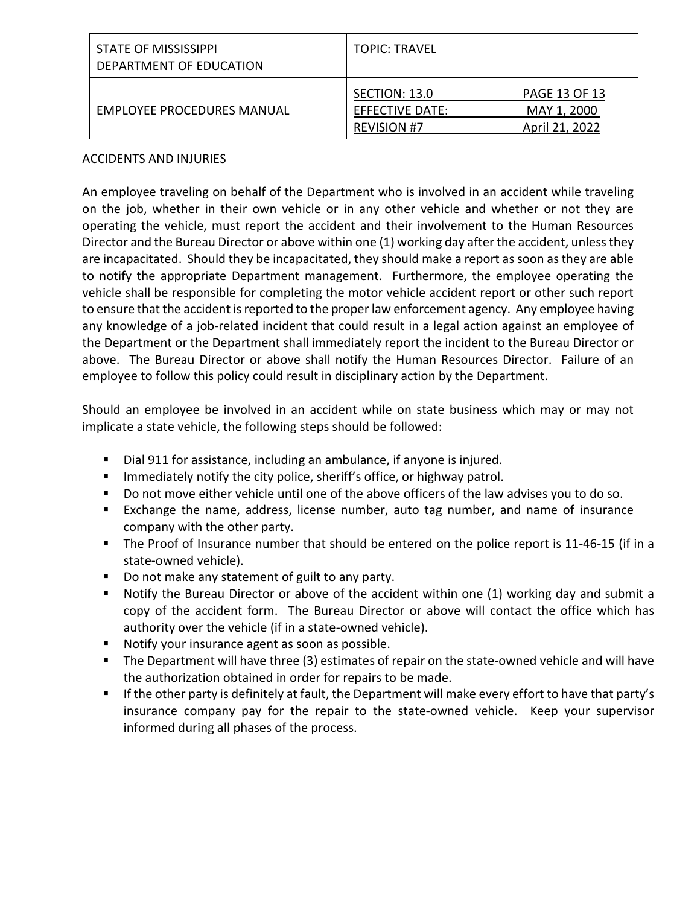## ACCIDENTS AND INJURIES

An employee traveling on behalf of the Department who is involved in an accident while traveling on the job, whether in their own vehicle or in any other vehicle and whether or not they are operating the vehicle, must report the accident and their involvement to the Human Resources Director and the Bureau Director or above within one (1) working day after the accident, unless they are incapacitated. Should they be incapacitated, they should make a report as soon as they are able to notify the appropriate Department management. Furthermore, the employee operating the vehicle shall be responsible for completing the motor vehicle accident report or other such report to ensure that the accident is reported to the proper law enforcement agency. Any employee having any knowledge of a job-related incident that could result in a legal action against an employee of the Department or the Department shall immediately report the incident to the Bureau Director or above. The Bureau Director or above shall notify the Human Resources Director. Failure of an employee to follow this policy could result in disciplinary action by the Department.

Should an employee be involved in an accident while on state business which may or may not implicate a state vehicle, the following steps should be followed:

- Dial 911 for assistance, including an ambulance, if anyone is injured.
- Immediately notify the city police, sheriff's office, or highway patrol.
- Do not move either vehicle until one of the above officers of the law advises you to do so.
- Exchange the name, address, license number, auto tag number, and name of insurance company with the other party.
- The Proof of Insurance number that should be entered on the police report is 11-46-15 (if in a state-owned vehicle).
- Do not make any statement of guilt to any party.
- Notify the Bureau Director or above of the accident within one (1) working day and submit a copy of the accident form. The Bureau Director or above will contact the office which has authority over the vehicle (if in a state-owned vehicle).
- Notify your insurance agent as soon as possible.
- The Department will have three (3) estimates of repair on the state-owned vehicle and will have the authorization obtained in order for repairs to be made.
- If the other party is definitely at fault, the Department will make every effort to have that party's insurance company pay for the repair to the state-owned vehicle. Keep your supervisor informed during all phases of the process.